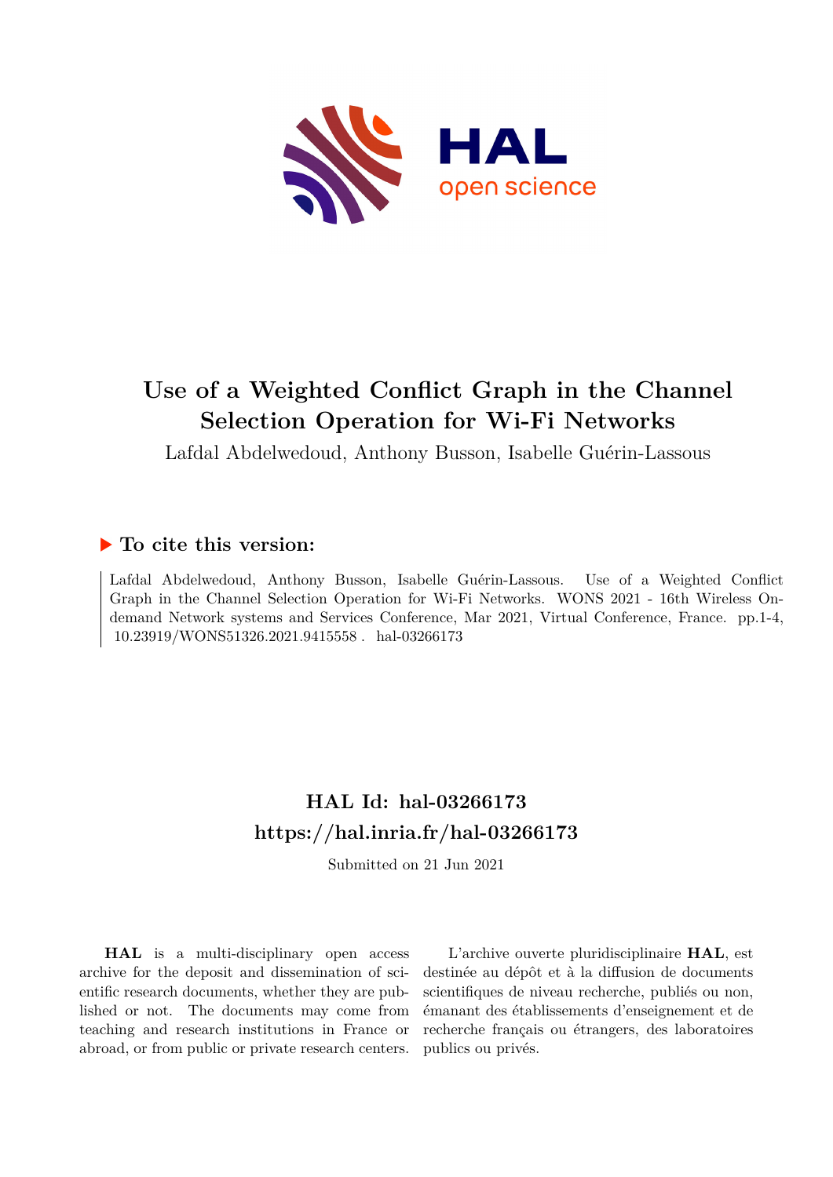# Use of a Weighted Conflict Graph in the Channel Selection Operation for Wi-Fi Networks

Lafdal Abdelwedoud, Anthony Busson, Isabelle Guérin-Lassous

## ▶ To cite this version:

Lafdal Abdelwedoud, Anthony Busson, Isabelle Guérin-Lassous. Use of a Weighted Conflict Graph in the Channel Selection Operation for Wi-Fi Networks. WONS 2021 - 16th Wireless On-demand Network systems and Services Conference, Mar 2021, Virtual Conference, France. pp.1-4, 10.23919/WONS51326.2021.9415558 . hal-03266173

## HAL Id: hal-03266173

## https://hal.inria.fr/hal-03266173

Submitted on 21 Jun 2021

**HAL** is a multi-disciplinary open access archive for the deposit and dissemination of scientific research documents, whether they are published or not. The documents may come from teaching and research institutions in France or abroad, or from public or private research centers.

L'archive ouverte pluridisciplinaire **HAL**, est destinée au dépôt et à la diffusion de documents scientifiques de niveau recherche, publiés ou non, émanant des établissements d'enseignement et de recherche français ou étrangers, des laboratoires publics ou privés.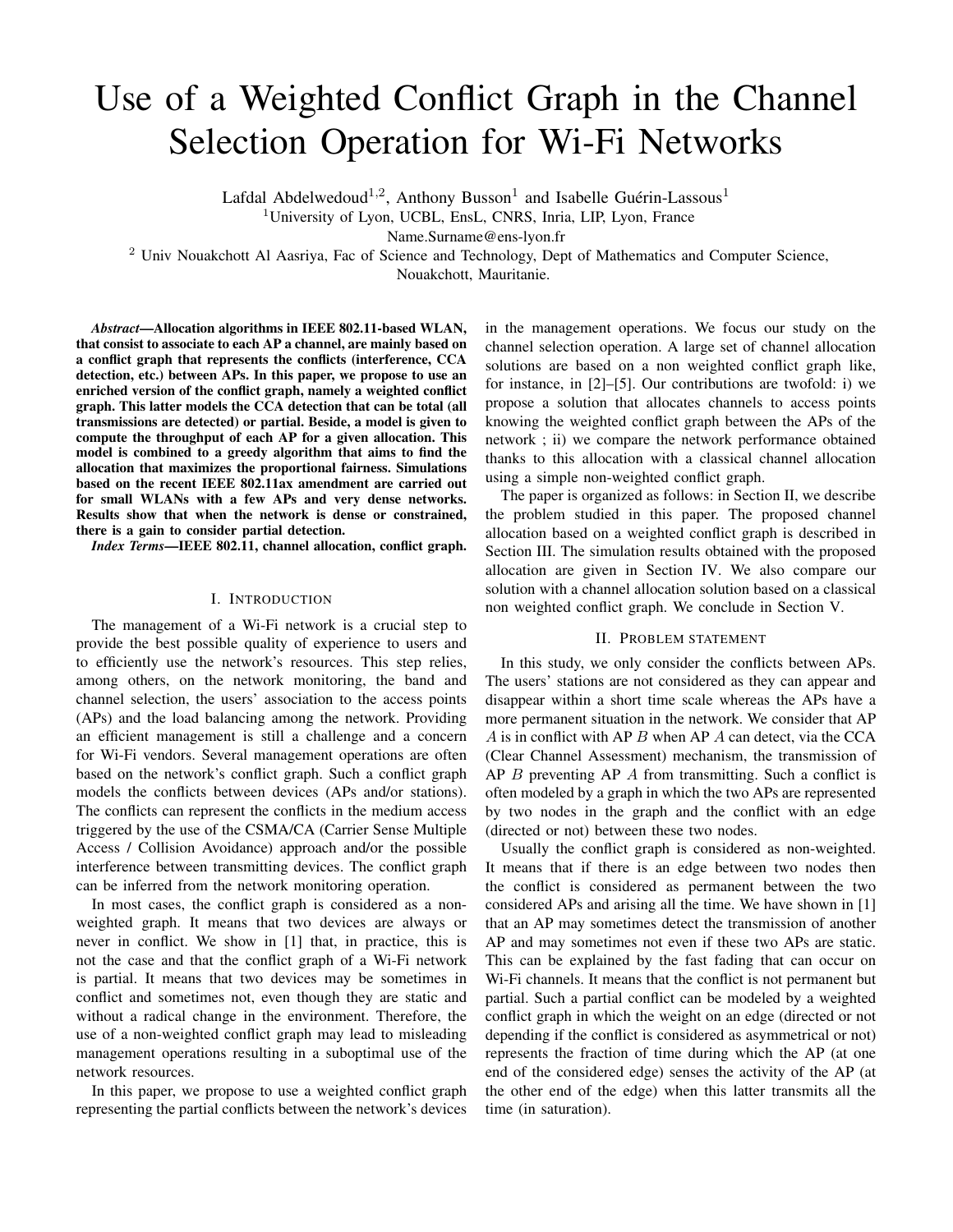# Use of a Weighted Conflict Graph in the Channel Selection Operation for Wi-Fi Networks

Lafdal Abdelwedoud[1,2], Anthony Busson[1] and Isabelle Guérin-Lassous[1]

[1]University of Lyon, UCBL, EnsL, CNRS, Inria, LIP, Lyon, France

Name.Surname@ens-lyon.fr

[2] Univ Nouakchott Al Aasriya, Fac of Science and Technology, Dept of Mathematics and Computer Science, Nouakchott, Mauritanie.

***Abstract*—Allocation algorithms in IEEE 802.11-based WLAN, that consist to associate to each AP a channel, are mainly based on a conflict graph that represents the conflicts (interference, CCA detection, etc.) between APs. In this paper, we propose to use an enriched version of the conflict graph, namely a weighted conflict graph. This latter models the CCA detection that can be total (all transmissions are detected) or partial. Beside, a model is given to compute the throughput of each AP for a given allocation. This model is combined to a greedy algorithm that aims to find the allocation that maximizes the proportional fairness. Simulations based on the recent IEEE 802.11ax amendment are carried out for small WLANs with a few APs and very dense networks. Results show that when the network is dense or constrained, there is a gain to consider partial detection.**

***Index Terms*—IEEE 802.11, channel allocation, conflict graph.**

## I. Introduction

The management of a Wi-Fi network is a crucial step to provide the best possible quality of experience to users and to efficiently use the network's resources. This step relies, among others, on the network monitoring, the band and channel selection, the users' association to the access points (APs) and the load balancing among the network. Providing an efficient management is still a challenge and a concern for Wi-Fi vendors. Several management operations are often based on the network's conflict graph. Such a conflict graph models the conflicts between devices (APs and/or stations). The conflicts can represent the conflicts in the medium access triggered by the use of the CSMA/CA (Carrier Sense Multiple Access / Collision Avoidance) approach and/or the possible interference between transmitting devices. The conflict graph can be inferred from the network monitoring operation.

In most cases, the conflict graph is considered as a non-weighted graph. It means that two devices are always or never in conflict. We show in [1] that, in practice, this is not the case and that the conflict graph of a Wi-Fi network is partial. It means that two devices may be sometimes in conflict and sometimes not, even though they are static and without a radical change in the environment. Therefore, the use of a non-weighted conflict graph may lead to misleading management operations resulting in a suboptimal use of the network resources.

In this paper, we propose to use a weighted conflict graph representing the partial conflicts between the network's devices in the management operations. We focus our study on the channel selection operation. A large set of channel allocation solutions are based on a non weighted conflict graph like, for instance, in [2]–[5]. Our contributions are twofold: i) we propose a solution that allocates channels to access points knowing the weighted conflict graph between the APs of the network ; ii) we compare the network performance obtained thanks to this allocation with a classical channel allocation using a simple non-weighted conflict graph.

The paper is organized as follows: in Section II, we describe the problem studied in this paper. The proposed channel allocation based on a weighted conflict graph is described in Section III. The simulation results obtained with the proposed allocation are given in Section IV. We also compare our solution with a channel allocation solution based on a classical non weighted conflict graph. We conclude in Section V.

## II. Problem statement

In this study, we only consider the conflicts between APs. The users' stations are not considered as they can appear and disappear within a short time scale whereas the APs have a more permanent situation in the network. We consider that AP $A$ is in conflict with AP $B$ when AP $A$ can detect, via the CCA (Clear Channel Assessment) mechanism, the transmission of AP $B$ preventing AP $A$ from transmitting. Such a conflict is often modeled by a graph in which the two APs are represented by two nodes in the graph and the conflict with an edge (directed or not) between these two nodes.

Usually the conflict graph is considered as non-weighted. It means that if there is an edge between two nodes then the conflict is considered as permanent between the two considered APs and arising all the time. We have shown in [1] that an AP may sometimes detect the transmission of another AP and may sometimes not even if these two APs are static. This can be explained by the fast fading that can occur on Wi-Fi channels. It means that the conflict is not permanent but partial. Such a partial conflict can be modeled by a weighted conflict graph in which the weight on an edge (directed or not depending if the conflict is considered as asymmetrical or not) represents the fraction of time during which the AP (at one end of the considered edge) senses the activity of the AP (at the other end of the edge) when this latter transmits all the time (in saturation).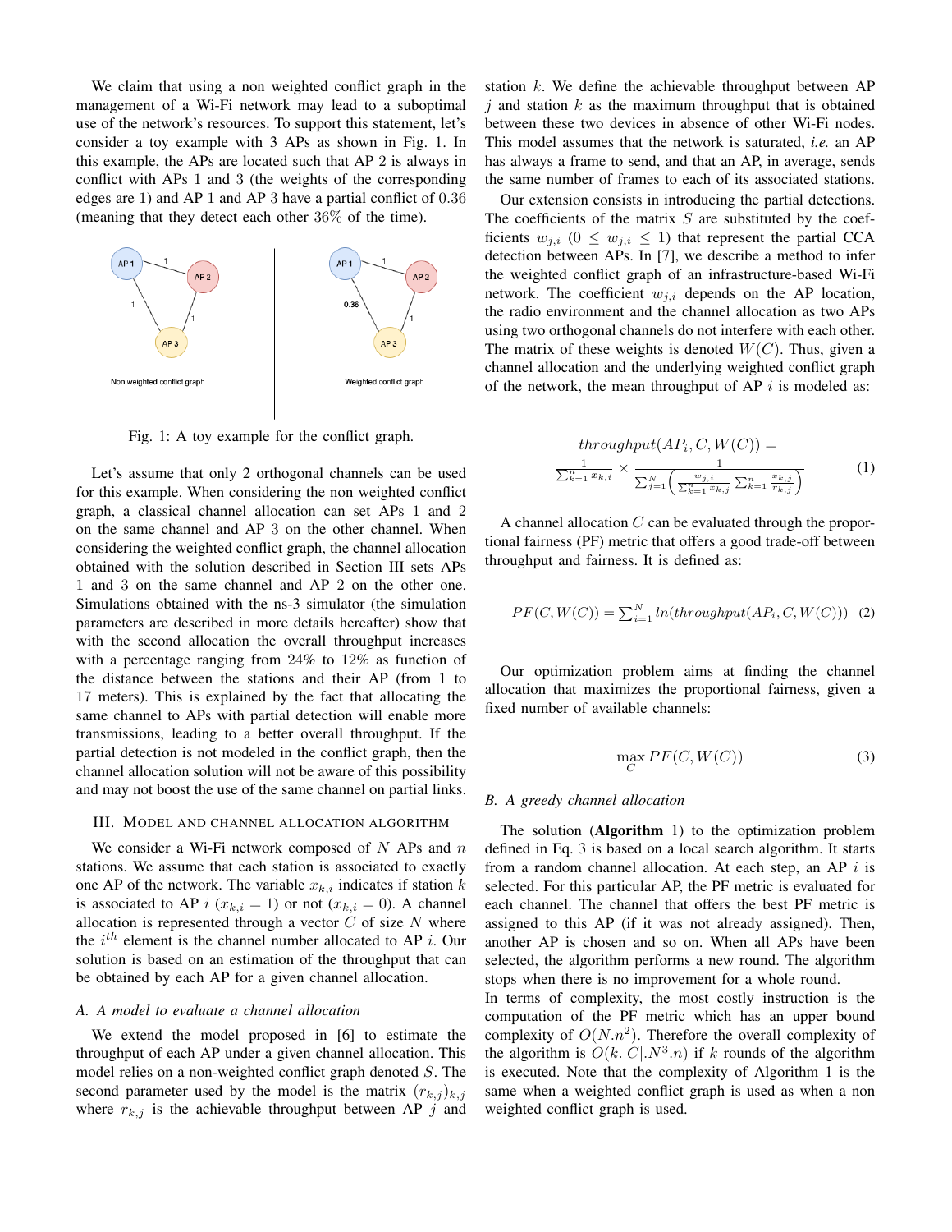We claim that using a non weighted conflict graph in the management of a Wi-Fi network may lead to a suboptimal use of the network's resources. To support this statement, let's consider a toy example with 3 APs as shown in Fig. 1. In this example, the APs are located such that AP 2 is always in conflict with APs 1 and 3 (the weights of the corresponding edges are 1) and AP 1 and AP 3 have a partial conflict of 0.36 (meaning that they detect each other 36% of the time).

Fig. 1: A toy example for the conflict graph.

Let's assume that only 2 orthogonal channels can be used for this example. When considering the non weighted conflict graph, a classical channel allocation can set APs 1 and 2 on the same channel and AP 3 on the other channel. When considering the weighted conflict graph, the channel allocation obtained with the solution described in Section III sets APs 1 and 3 on the same channel and AP 2 on the other one. Simulations obtained with the ns-3 simulator (the simulation parameters are described in more details hereafter) show that with the second allocation the overall throughput increases with a percentage ranging from 24% to 12% as function of the distance between the stations and their AP (from 1 to 17 meters). This is explained by the fact that allocating the same channel to APs with partial detection will enable more transmissions, leading to a better overall throughput. If the partial detection is not modeled in the conflict graph, then the channel allocation solution will not be aware of this possibility and may not boost the use of the same channel on partial links.

## III. Model and Channel Allocation Algorithm

We consider a Wi-Fi network composed of $N$ APs and $n$ stations. We assume that each station is associated to exactly one AP of the network. The variable $x_{k,i}$ indicates if station $k$ is associated to AP $i$ ($x_{k,i} = 1$) or not ($x_{k,i} = 0$). A channel allocation is represented through a vector $C$ of size $N$ where the $i^{th}$ element is the channel number allocated to AP $i$. Our solution is based on an estimation of the throughput that can be obtained by each AP for a given channel allocation.

### A. A model to evaluate a channel allocation

We extend the model proposed in [6] to estimate the throughput of each AP under a given channel allocation. This model relies on a non-weighted conflict graph denoted $S$. The second parameter used by the model is the matrix $(r_{k,j})_{k,j}$ where $r_{k,j}$ is the achievable throughput between AP $j$ and station $k$. We define the achievable throughput between AP $j$ and station $k$ as the maximum throughput that is obtained between these two devices in absence of other Wi-Fi nodes. This model assumes that the network is saturated, *i.e.* an AP has always a frame to send, and that an AP, in average, sends the same number of frames to each of its associated stations.

Our extension consists in introducing the partial detections. The coefficients of the matrix $S$ are substituted by the coefficients $w_{j,i}$ ($0 \leq w_{j,i} \leq 1$) that represent the partial CCA detection between APs. In [7], we describe a method to infer the weighted conflict graph of an infrastructure-based Wi-Fi network. The coefficient $w_{j,i}$ depends on the AP location, the radio environment and the channel allocation as two APs using two orthogonal channels do not interfere with each other. The matrix of these weights is denoted $W(C)$. Thus, given a channel allocation and the underlying weighted conflict graph of the network, the mean throughput of AP $i$ is modeled as:

$$throughput(AP_i, C, W(C)) = \frac{1}{\sum_{k=1}^{n} x_{k,i}} \times \frac{1}{\sum_{j=1}^{N}\left(\frac{w_{j,i}}{\sum_{k=1}^{n} x_{k,j}} \sum_{k=1}^{n} \frac{x_{k,j}}{r_{k,j}}\right)} \tag{1}$$

A channel allocation $C$ can be evaluated through the proportional fairness (PF) metric that offers a good trade-off between throughput and fairness. It is defined as:

$$PF(C, W(C)) = \sum_{i=1}^{N} ln(throughput(AP_i, C, W(C))) \tag{2}$$

Our optimization problem aims at finding the channel allocation that maximizes the proportional fairness, given a fixed number of available channels:

$$\max_{C} PF(C, W(C)) \tag{3}$$

### B. A greedy channel allocation

The solution (**Algorithm** 1) to the optimization problem defined in Eq. 3 is based on a local search algorithm. It starts from a random channel allocation. At each step, an AP $i$ is selected. For this particular AP, the PF metric is evaluated for each channel. The channel that offers the best PF metric is assigned to this AP (if it was not already assigned). Then, another AP is chosen and so on. When all APs have been selected, the algorithm performs a new round. The algorithm stops when there is no improvement for a whole round.

In terms of complexity, the most costly instruction is the computation of the PF metric which has an upper bound complexity of $O(N.n^2)$. Therefore the overall complexity of the algorithm is $O(k.|C|.N^3.n)$ if $k$ rounds of the algorithm is executed. Note that the complexity of Algorithm 1 is the same when a weighted conflict graph is used as when a non weighted conflict graph is used.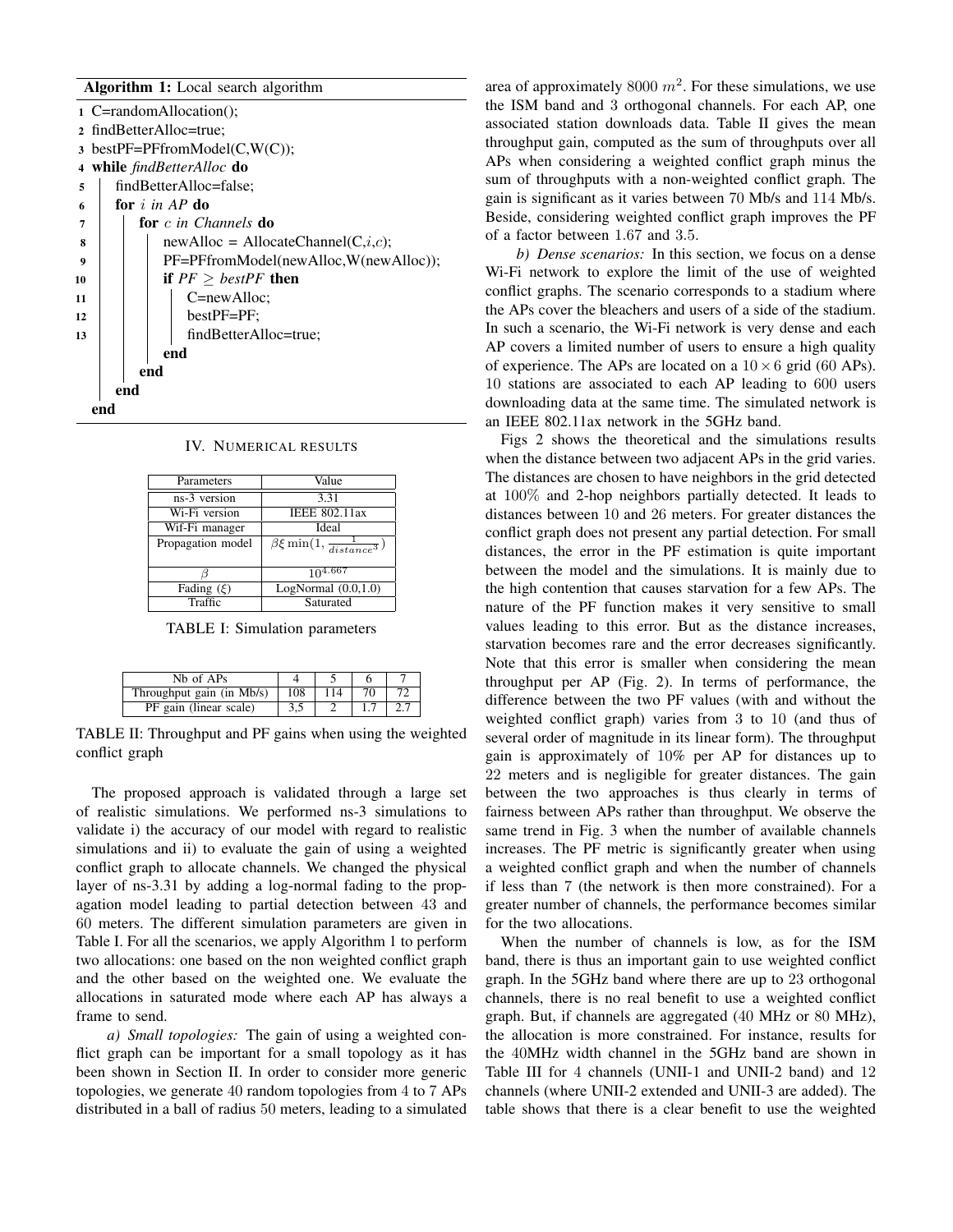**Algorithm 1:** Local search algorithm

```
1  C=randomAllocation();
2  findBetterAlloc=true;
3  bestPF=PFfromModel(C,W(C));
4  while findBetterAlloc do
5      findBetterAlloc=false;
6      for i in AP do
7          for c in Channels do
8              newAlloc = AllocateChannel(C,i,c);
9              PF=PFfromModel(newAlloc,W(newAlloc));
10             if PF ≥ bestPF then
11                 C=newAlloc;
12                 bestPF=PF;
13                 findBetterAlloc=true;
               end
           end
       end
   end
```

## IV. Numerical results

| Parameters | Value |
|---|---|
| ns-3 version | 3.31 |
| Wi-Fi version | IEEE 802.11ax |
| Wif-Fi manager | Ideal |
| Propagation model | $\beta\xi \min(1, \frac{1}{distance^3})$ |
| $\beta$ | $10^{4.667}$ |
| Fading ($\xi$) | LogNormal (0.0,1.0) |
| Traffic | Saturated |

TABLE I: Simulation parameters

| Nb of APs | 4 | 5 | 6 | 7 |
|---|---|---|---|---|
| Throughput gain (in Mb/s) | 108 | 114 | 70 | 72 |
| PF gain (linear scale) | 3,5 | 2 | 1.7 | 2.7 |

TABLE II: Throughput and PF gains when using the weighted conflict graph

The proposed approach is validated through a large set of realistic simulations. We performed ns-3 simulations to validate i) the accuracy of our model with regard to realistic simulations and ii) to evaluate the gain of using a weighted conflict graph to allocate channels. We changed the physical layer of ns-3.31 by adding a log-normal fading to the propagation model leading to partial detection between 43 and 60 meters. The different simulation parameters are given in Table I. For all the scenarios, we apply Algorithm 1 to perform two allocations: one based on the non weighted conflict graph and the other based on the weighted one. We evaluate the allocations in saturated mode where each AP has always a frame to send.

*a) Small topologies:* The gain of using a weighted conflict graph can be important for a small topology as it has been shown in Section II. In order to consider more generic topologies, we generate 40 random topologies from 4 to 7 APs distributed in a ball of radius 50 meters, leading to a simulated area of approximately 8000 $m^2$. For these simulations, we use the ISM band and 3 orthogonal channels. For each AP, one associated station downloads data. Table II gives the mean throughput gain, computed as the sum of throughputs over all APs when considering a weighted conflict graph minus the sum of throughputs with a non-weighted conflict graph. The gain is significant as it varies between 70 Mb/s and 114 Mb/s. Beside, considering weighted conflict graph improves the PF of a factor between 1.67 and 3.5.

*b) Dense scenarios:* In this section, we focus on a dense Wi-Fi network to explore the limit of the use of weighted conflict graphs. The scenario corresponds to a stadium where the APs cover the bleachers and users of a side of the stadium. In such a scenario, the Wi-Fi network is very dense and each AP covers a limited number of users to ensure a high quality of experience. The APs are located on a $10 \times 6$ grid (60 APs). 10 stations are associated to each AP leading to 600 users downloading data at the same time. The simulated network is an IEEE 802.11ax network in the 5GHz band.

Figs 2 shows the theoretical and the simulations results when the distance between two adjacent APs in the grid varies. The distances are chosen to have neighbors in the grid detected at 100% and 2-hop neighbors partially detected. It leads to distances between 10 and 26 meters. For greater distances the conflict graph does not present any partial detection. For small distances, the error in the PF estimation is quite important between the model and the simulations. It is mainly due to the high contention that causes starvation for a few APs. The nature of the PF function makes it very sensitive to small values leading to this error. But as the distance increases, starvation becomes rare and the error decreases significantly. Note that this error is smaller when considering the mean throughput per AP (Fig. 2). In terms of performance, the difference between the two PF values (with and without the weighted conflict graph) varies from 3 to 10 (and thus of several order of magnitude in its linear form). The throughput gain is approximately of 10% per AP for distances up to 22 meters and is negligible for greater distances. The gain between the two approaches is thus clearly in terms of fairness between APs rather than throughput. We observe the same trend in Fig. 3 when the number of available channels increases. The PF metric is significantly greater when using a weighted conflict graph and when the number of channels if less than 7 (the network is then more constrained). For a greater number of channels, the performance becomes similar for the two allocations.

When the number of channels is low, as for the ISM band, there is thus an important gain to use weighted conflict graph. In the 5GHz band where there are up to 23 orthogonal channels, there is no real benefit to use a weighted conflict graph. But, if channels are aggregated (40 MHz or 80 MHz), the allocation is more constrained. For instance, results for the 40MHz width channel in the 5GHz band are shown in Table III for 4 channels (UNII-1 and UNII-2 band) and 12 channels (where UNII-2 extended and UNII-3 are added). The table shows that there is a clear benefit to use the weighted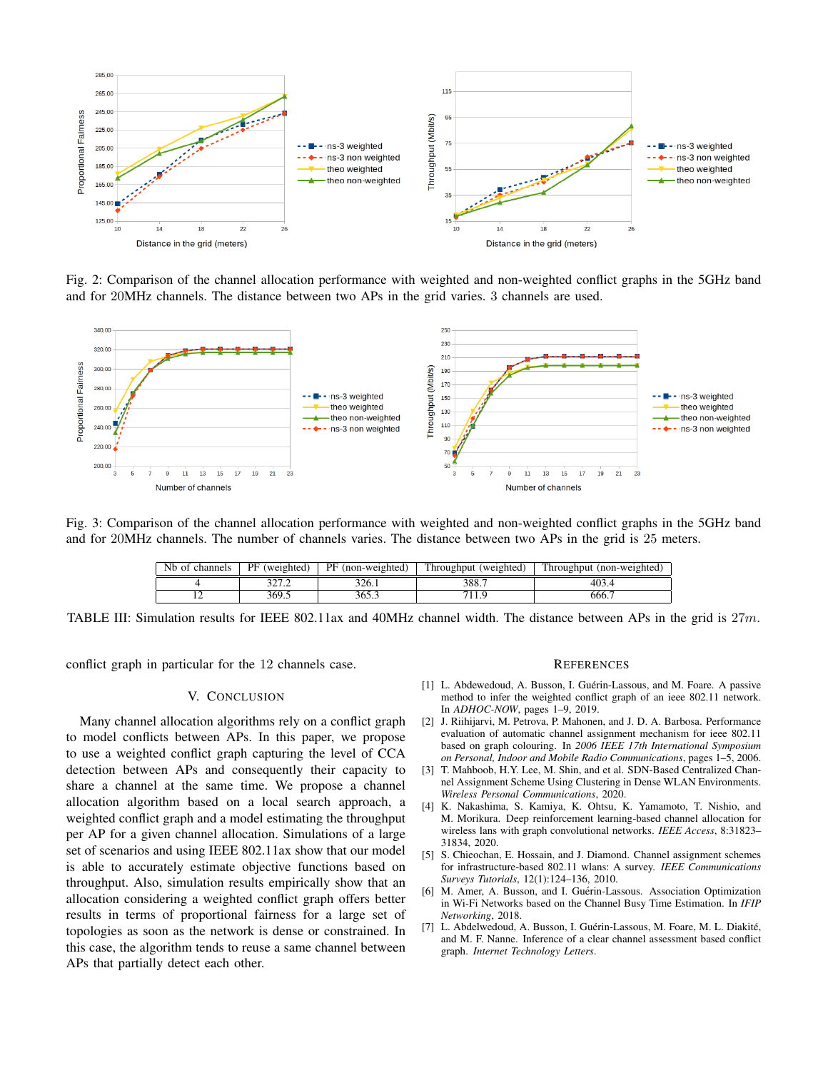Proportional Fairness
285,00
265,00
245,00
225,00
205,00
185,00
165,00
145,00
125,00
10 14 18 22 26
Distance in the grid (meters)

ns-3 weighted
ns-3 non weighted
theo weighted
theo non-weighted

Throughput (Mbit/s)
115
95
75
55
35
15
10 14 18 22 26
Distance in the grid (meters)

ns-3 weighted
ns-3 non weighted
theo weighted
theo non-weighted

Fig. 2: Comparison of the channel allocation performance with weighted and non-weighted conflict graphs in the 5GHz band and for 20MHz channels. The distance between two APs in the grid varies. 3 channels are used.

Proportional Fairness
340,00
320,00
300,00
280,00
260,00
240,00
220,00
200,00
3 5 7 9 11 13 15 17 19 21 23
Number of channels

ns-3 weighted
theo weighted
theo non-weighted
ns-3 non weighted

Throughput (Mbit/s)
250
230
210
190
170
150
130
110
90
70
50
3 5 7 9 11 13 15 17 19 21 23
Number of channels

ns-3 weighted
theo weighted
theo non-weighted
ns-3 non weighted

Fig. 3: Comparison of the channel allocation performance with weighted and non-weighted conflict graphs in the 5GHz band and for 20MHz channels. The number of channels varies. The distance between two APs in the grid is 25 meters.

| Nb of channels | PF (weighted) | PF (non-weighted) | Throughput (weighted) | Throughput (non-weighted) |
|---|---|---|---|---|
| 4 | 327.2 | 326.1 | 388.7 | 403.4 |
| 12 | 369.5 | 365.3 | 711.9 | 666.7 |

TABLE III: Simulation results for IEEE 802.11ax and 40MHz channel width. The distance between APs in the grid is $27m$.

conflict graph in particular for the 12 channels case.

## V. Conclusion

Many channel allocation algorithms rely on a conflict graph to model conflicts between APs. In this paper, we propose to use a weighted conflict graph capturing the level of CCA detection between APs and consequently their capacity to share a channel at the same time. We propose a channel allocation algorithm based on a local search approach, a weighted conflict graph and a model estimating the throughput per AP for a given channel allocation. Simulations of a large set of scenarios and using IEEE 802.11ax show that our model is able to accurately estimate objective functions based on throughput. Also, simulation results empirically show that an allocation considering a weighted conflict graph offers better results in terms of proportional fairness for a large set of topologies as soon as the network is dense or constrained. In this case, the algorithm tends to reuse a same channel between APs that partially detect each other.

## References

[1] L. Abdewedoud, A. Busson, I. Guérin-Lassous, and M. Foare. A passive method to infer the weighted conflict graph of an ieee 802.11 network. In *ADHOC-NOW*, pages 1–9, 2019.

[2] J. Riihijarvi, M. Petrova, P. Mahonen, and J. D. A. Barbosa. Performance evaluation of automatic channel assignment mechanism for ieee 802.11 based on graph colouring. In *2006 IEEE 17th International Symposium on Personal, Indoor and Mobile Radio Communications*, pages 1–5, 2006.

[3] T. Mahboob, H.Y. Lee, M. Shin, and et al. SDN-Based Centralized Channel Assignment Scheme Using Clustering in Dense WLAN Environments. *Wireless Personal Communications*, 2020.

[4] K. Nakashima, S. Kamiya, K. Ohtsu, K. Yamamoto, T. Nishio, and M. Morikura. Deep reinforcement learning-based channel allocation for wireless lans with graph convolutional networks. *IEEE Access*, 8:31823–31834, 2020.

[5] S. Chieochan, E. Hossain, and J. Diamond. Channel assignment schemes for infrastructure-based 802.11 wlans: A survey. *IEEE Communications Surveys Tutorials*, 12(1):124–136, 2010.

[6] M. Amer, A. Busson, and I. Guérin-Lassous. Association Optimization in Wi-Fi Networks based on the Channel Busy Time Estimation. In *IFIP Networking*, 2018.

[7] L. Abdelwedoud, A. Busson, I. Guérin-Lassous, M. Foare, M. L. Diakité, and M. F. Nanne. Inference of a clear channel assessment based conflict graph. *Internet Technology Letters*.